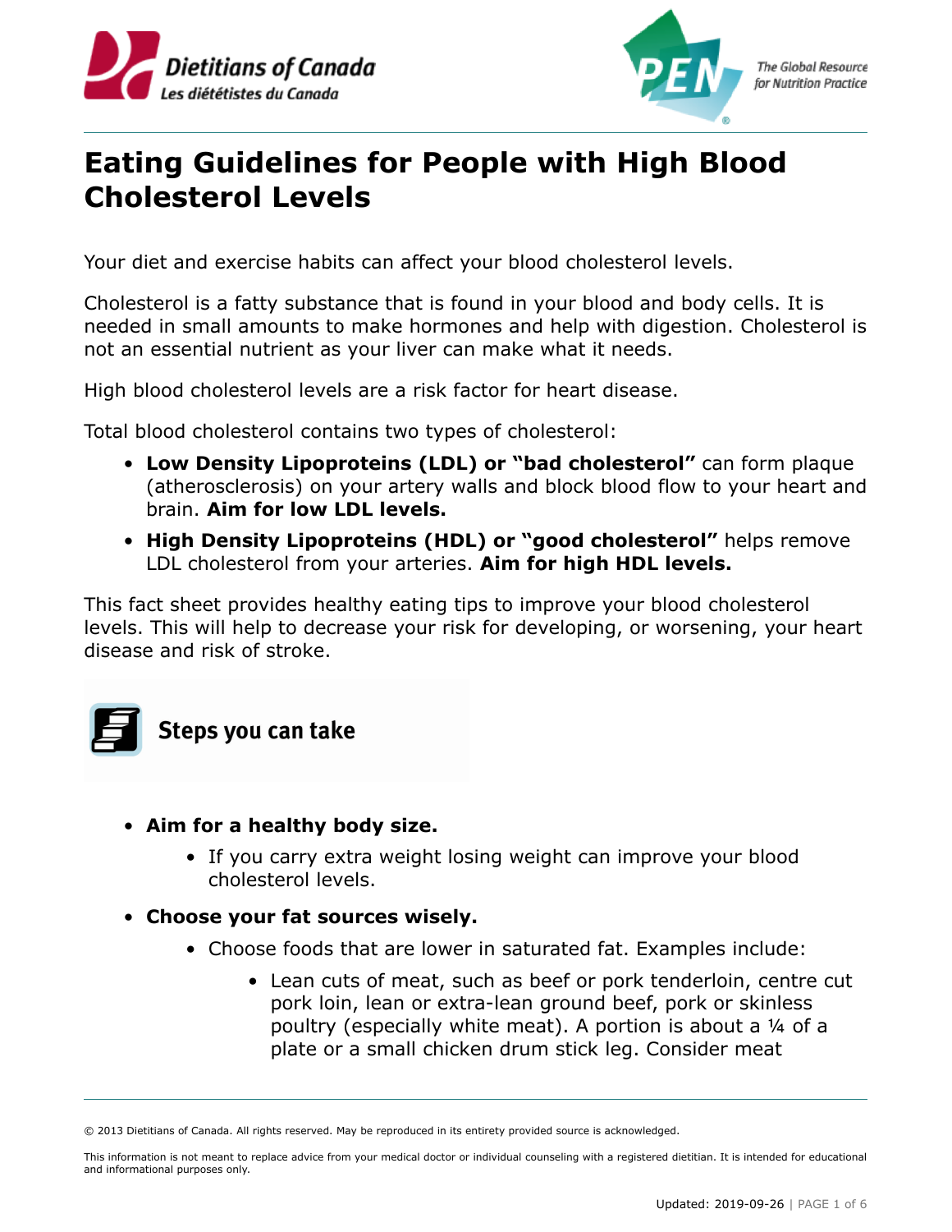# Eating Guidelines for People with High Blood Cholesterol Levels

Your diet and exercise habits can affect your blood cholesterol levels.

Cholesterol is a fatty substance that is found in your blood and body cells. It is needed in small amounts to make hormones and help with digestion. Cholesterol is not an essential nutrient as your liver can make what it needs.

High blood cholesterol levels are a risk factor for heart disease.

Total blood cholesterol contains two types of cholesterol:

- **Low Density Lipoproteins (LDL) or "bad cholesterol"** can form plaque (atherosclerosis) on your artery walls and block blood flow to your heart and brain. **Aim for low LDL levels.**
- **High Density Lipoproteins (HDL) or "good cholesterol"** helps remove LDL cholesterol from your arteries. **Aim for high HDL levels.**

This fact sheet provides healthy eating tips to improve your blood cholesterol levels. This will help to decrease your risk for developing, or worsening, your heart disease and risk of stroke.

## Steps you can take

- **Aim for a healthy body size.**
  - If you carry extra weight losing weight can improve your blood cholesterol levels.
- **Choose your fat sources wisely.**
  - Choose foods that are lower in saturated fat. Examples include:
    - Lean cuts of meat, such as beef or pork tenderloin, centre cut pork loin, lean or extra-lean ground beef, pork or skinless poultry (especially white meat). A portion is about a ¼ of a plate or a small chicken drum stick leg. Consider meat

© 2013 Dietitians of Canada. All rights reserved. May be reproduced in its entirety provided source is acknowledged.

This information is not meant to replace advice from your medical doctor or individual counseling with a registered dietitian. It is intended for educational and informational purposes only.

Updated: 2019-09-26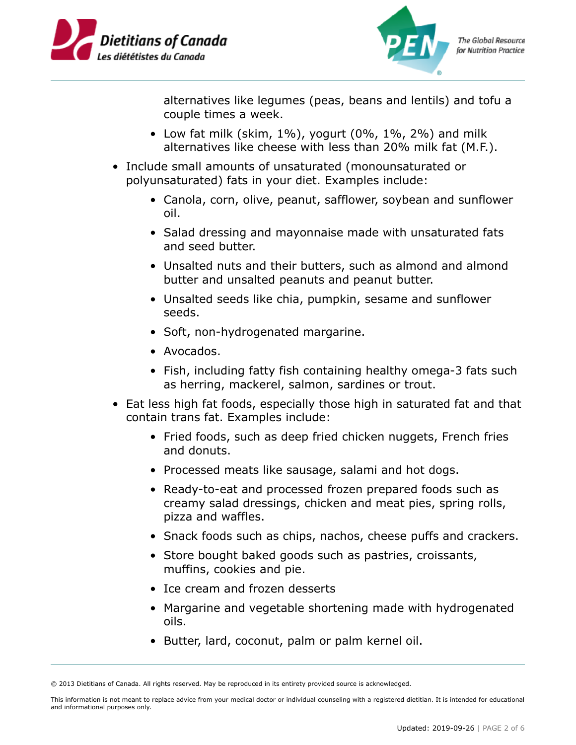- alternatives like legumes (peas, beans and lentils) and tofu a couple times a week.
  - Low fat milk (skim, 1%), yogurt (0%, 1%, 2%) and milk alternatives like cheese with less than 20% milk fat (M.F.).
- Include small amounts of unsaturated (monounsaturated or polyunsaturated) fats in your diet. Examples include:
  - Canola, corn, olive, peanut, safflower, soybean and sunflower oil.
  - Salad dressing and mayonnaise made with unsaturated fats and seed butter.
  - Unsalted nuts and their butters, such as almond and almond butter and unsalted peanuts and peanut butter.
  - Unsalted seeds like chia, pumpkin, sesame and sunflower seeds.
  - Soft, non-hydrogenated margarine.
  - Avocados.
  - Fish, including fatty fish containing healthy omega-3 fats such as herring, mackerel, salmon, sardines or trout.
- Eat less high fat foods, especially those high in saturated fat and that contain trans fat. Examples include:
  - Fried foods, such as deep fried chicken nuggets, French fries and donuts.
  - Processed meats like sausage, salami and hot dogs.
  - Ready-to-eat and processed frozen prepared foods such as creamy salad dressings, chicken and meat pies, spring rolls, pizza and waffles.
  - Snack foods such as chips, nachos, cheese puffs and crackers.
  - Store bought baked goods such as pastries, croissants, muffins, cookies and pie.
  - Ice cream and frozen desserts
  - Margarine and vegetable shortening made with hydrogenated oils.
  - Butter, lard, coconut, palm or palm kernel oil.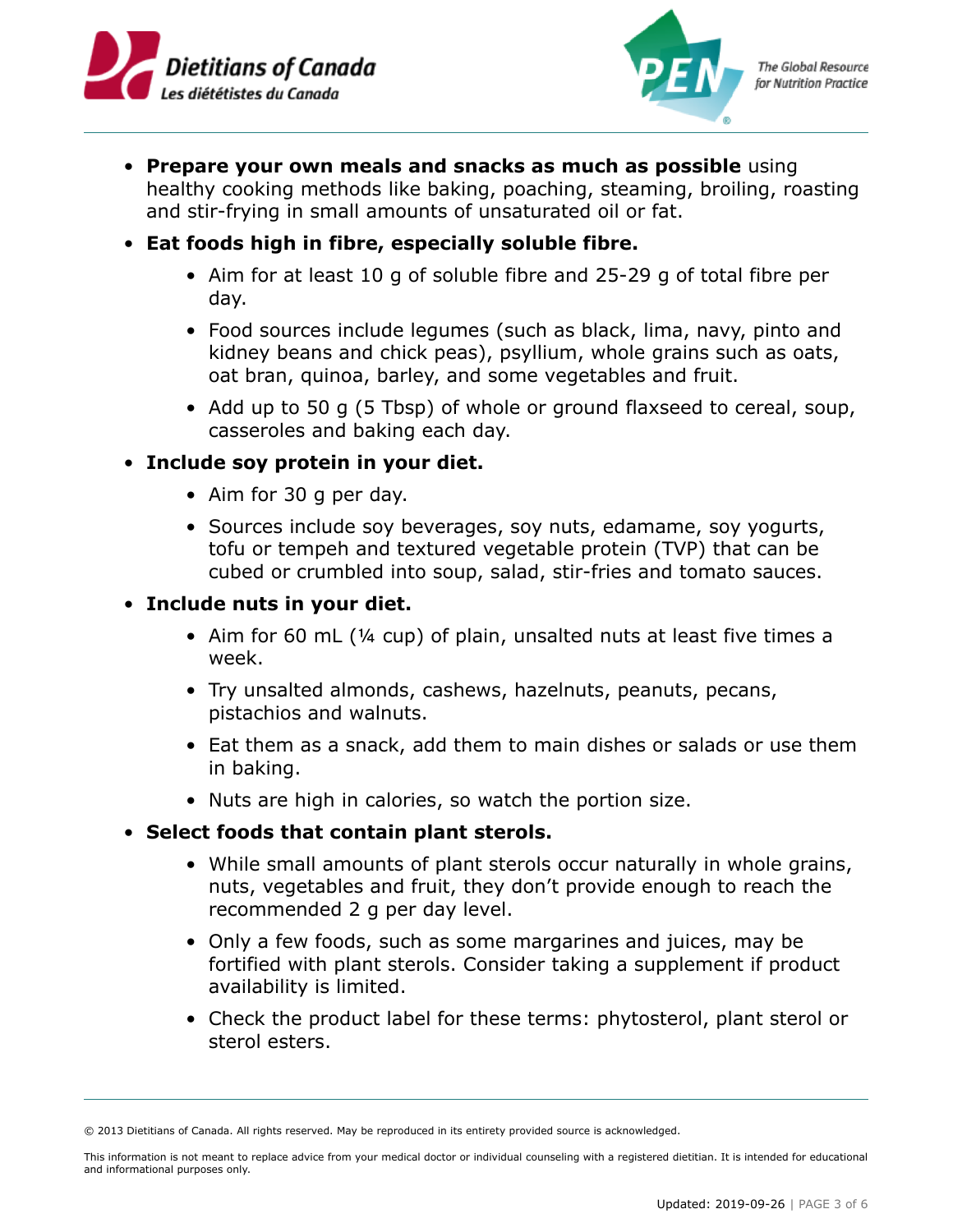- **Prepare your own meals and snacks as much as possible** using healthy cooking methods like baking, poaching, steaming, broiling, roasting and stir-frying in small amounts of unsaturated oil or fat.
- **Eat foods high in fibre, especially soluble fibre.**
    - Aim for at least 10 g of soluble fibre and 25-29 g of total fibre per day.
    - Food sources include legumes (such as black, lima, navy, pinto and kidney beans and chick peas), psyllium, whole grains such as oats, oat bran, quinoa, barley, and some vegetables and fruit.
    - Add up to 50 g (5 Tbsp) of whole or ground flaxseed to cereal, soup, casseroles and baking each day.
- **Include soy protein in your diet.**
    - Aim for 30 g per day.
    - Sources include soy beverages, soy nuts, edamame, soy yogurts, tofu or tempeh and textured vegetable protein (TVP) that can be cubed or crumbled into soup, salad, stir-fries and tomato sauces.
- **Include nuts in your diet.**
    - Aim for 60 mL (¼ cup) of plain, unsalted nuts at least five times a week.
    - Try unsalted almonds, cashews, hazelnuts, peanuts, pecans, pistachios and walnuts.
    - Eat them as a snack, add them to main dishes or salads or use them in baking.
    - Nuts are high in calories, so watch the portion size.
- **Select foods that contain plant sterols.**
    - While small amounts of plant sterols occur naturally in whole grains, nuts, vegetables and fruit, they don't provide enough to reach the recommended 2 g per day level.
    - Only a few foods, such as some margarines and juices, may be fortified with plant sterols. Consider taking a supplement if product availability is limited.
    - Check the product label for these terms: phytosterol, plant sterol or sterol esters.

© 2013 Dietitians of Canada. All rights reserved. May be reproduced in its entirety provided source is acknowledged.

This information is not meant to replace advice from your medical doctor or individual counseling with a registered dietitian. It is intended for educational and informational purposes only.

Updated: 2019-09-26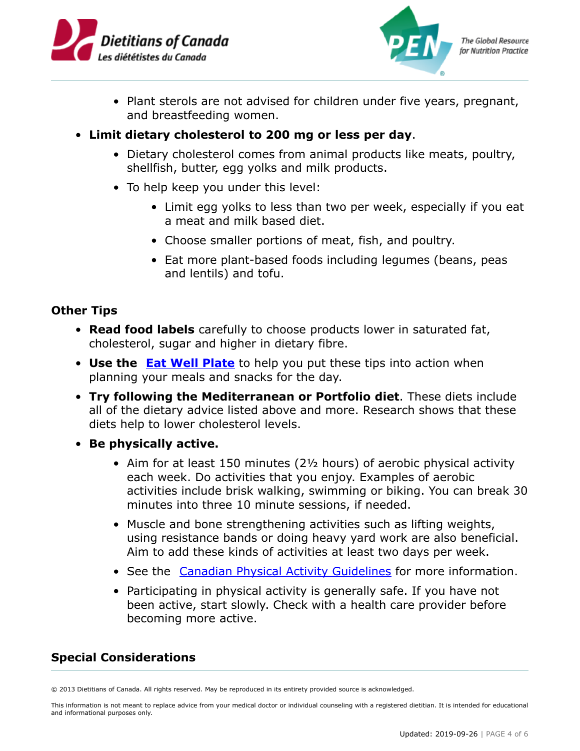- Plant sterols are not advised for children under five years, pregnant, and breastfeeding women.
- **Limit dietary cholesterol to 200 mg or less per day**.
  - Dietary cholesterol comes from animal products like meats, poultry, shellfish, butter, egg yolks and milk products.
  - To help keep you under this level:
    - Limit egg yolks to less than two per week, especially if you eat a meat and milk based diet.
    - Choose smaller portions of meat, fish, and poultry.
    - Eat more plant-based foods including legumes (beans, peas and lentils) and tofu.

### Other Tips

- **Read food labels** carefully to choose products lower in saturated fat, cholesterol, sugar and higher in dietary fibre.
- **Use the [Eat Well Plate](#)** to help you put these tips into action when planning your meals and snacks for the day.
- **Try following the Mediterranean or Portfolio diet**. These diets include all of the dietary advice listed above and more. Research shows that these diets help to lower cholesterol levels.
- **Be physically active.**
  - Aim for at least 150 minutes (2½ hours) of aerobic physical activity each week. Do activities that you enjoy. Examples of aerobic activities include brisk walking, swimming or biking. You can break 30 minutes into three 10 minute sessions, if needed.
  - Muscle and bone strengthening activities such as lifting weights, using resistance bands or doing heavy yard work are also beneficial. Aim to add these kinds of activities at least two days per week.
  - See the [Canadian Physical Activity Guidelines](#) for more information.
  - Participating in physical activity is generally safe. If you have not been active, start slowly. Check with a health care provider before becoming more active.

### Special Considerations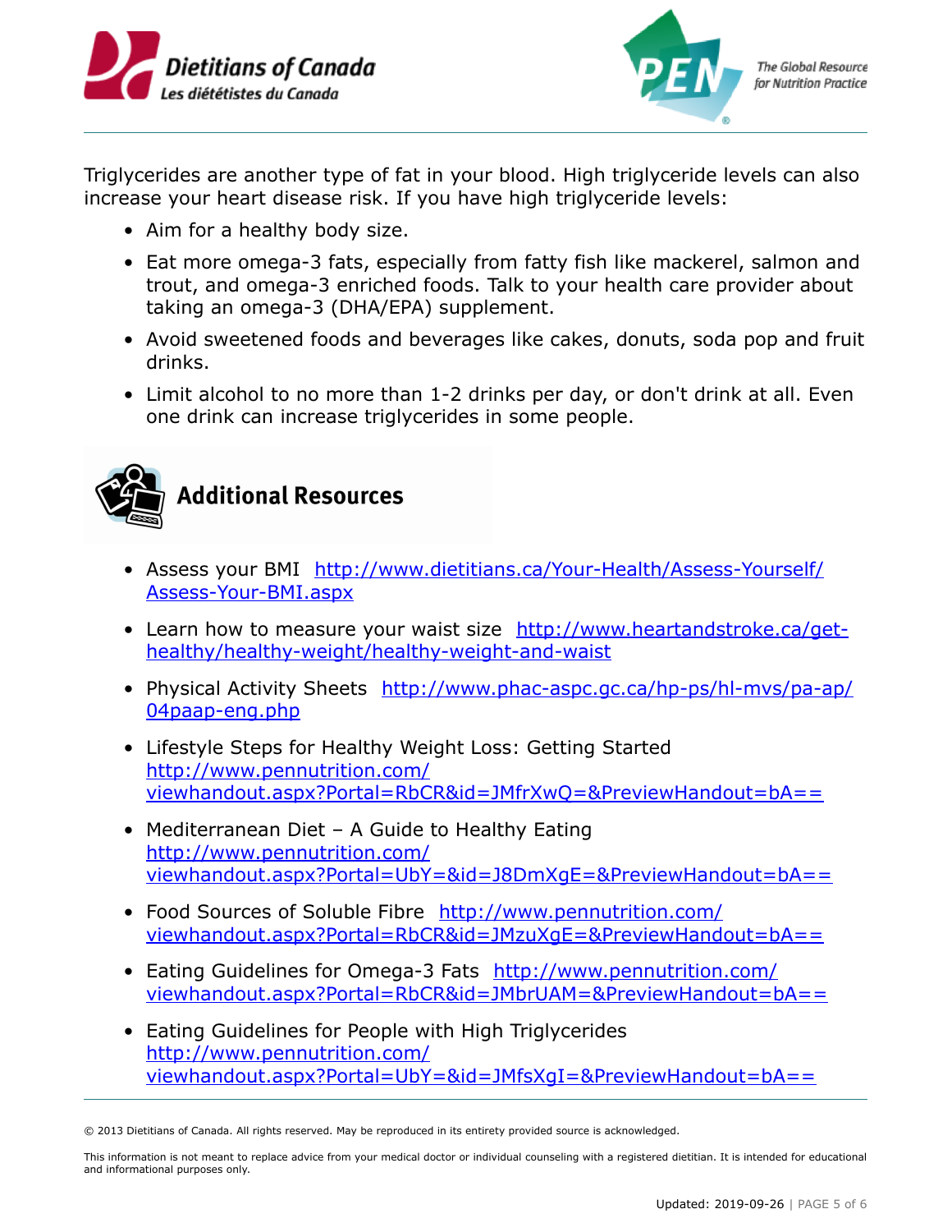Triglycerides are another type of fat in your blood. High triglyceride levels can also increase your heart disease risk. If you have high triglyceride levels:

- Aim for a healthy body size.
- Eat more omega-3 fats, especially from fatty fish like mackerel, salmon and trout, and omega-3 enriched foods. Talk to your health care provider about taking an omega-3 (DHA/EPA) supplement.
- Avoid sweetened foods and beverages like cakes, donuts, soda pop and fruit drinks.
- Limit alcohol to no more than 1-2 drinks per day, or don't drink at all. Even one drink can increase triglycerides in some people.

## Additional Resources

- Assess your BMI http://www.dietitians.ca/Your-Health/Assess-Yourself/Assess-Your-BMI.aspx
- Learn how to measure your waist size http://www.heartandstroke.ca/get-healthy/healthy-weight/healthy-weight-and-waist
- Physical Activity Sheets http://www.phac-aspc.gc.ca/hp-ps/hl-mvs/pa-ap/04paap-eng.php
- Lifestyle Steps for Healthy Weight Loss: Getting Started http://www.pennutrition.com/viewhandout.aspx?Portal=RbCR&id=JMfrXwQ=&PreviewHandout=bA==
- Mediterranean Diet – A Guide to Healthy Eating http://www.pennutrition.com/viewhandout.aspx?Portal=UbY=&id=J8DmXgE=&PreviewHandout=bA==
- Food Sources of Soluble Fibre http://www.pennutrition.com/viewhandout.aspx?Portal=RbCR&id=JMzuXgE=&PreviewHandout=bA==
- Eating Guidelines for Omega-3 Fats http://www.pennutrition.com/viewhandout.aspx?Portal=RbCR&id=JMbrUAM=&PreviewHandout=bA==
- Eating Guidelines for People with High Triglycerides http://www.pennutrition.com/viewhandout.aspx?Portal=UbY=&id=JMfsXgI=&PreviewHandout=bA==

© 2013 Dietitians of Canada. All rights reserved. May be reproduced in its entirety provided source is acknowledged.

This information is not meant to replace advice from your medical doctor or individual counseling with a registered dietitian. It is intended for educational and informational purposes only.

Updated: 2019-09-26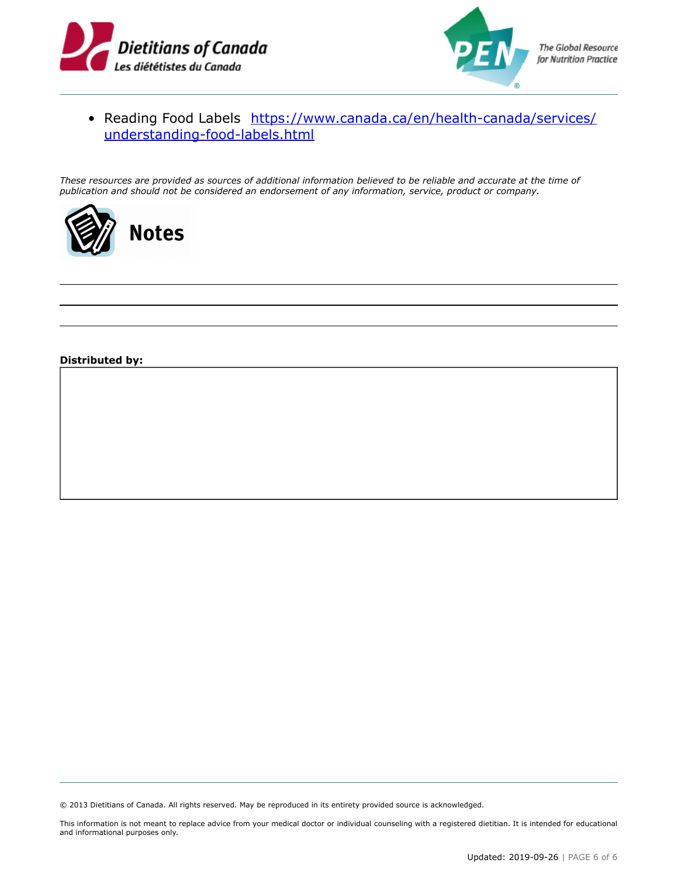- Reading Food Labels [https://www.canada.ca/en/health-canada/services/understanding-food-labels.html](https://www.canada.ca/en/health-canada/services/understanding-food-labels.html)

*These resources are provided as sources of additional information believed to be reliable and accurate at the time of publication and should not be considered an endorsement of any information, service, product or company.*

## Notes

---

---

---

**Distributed by:**

© 2013 Dietitians of Canada. All rights reserved. May be reproduced in its entirety provided source is acknowledged.

This information is not meant to replace advice from your medical doctor or individual counseling with a registered dietitian. It is intended for educational and informational purposes only.

Updated: 2019-09-26